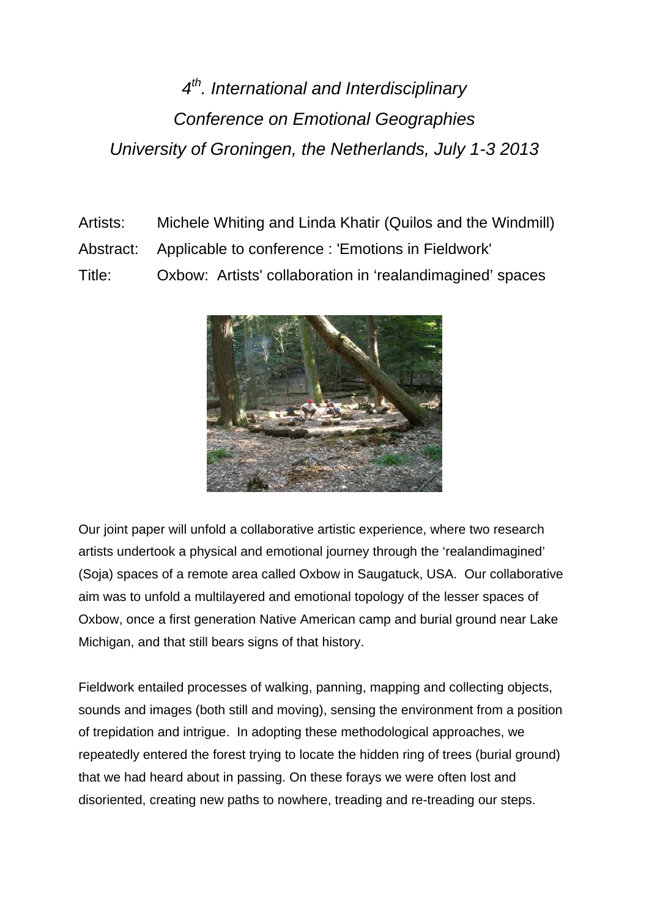*4th. International and Interdisciplinary*
*Conference on Emotional Geographies*
*University of Groningen, the Netherlands, July 1-3 2013*

Artists: Michele Whiting and Linda Khatir (Quilos and the Windmill)
Abstract: Applicable to conference : 'Emotions in Fieldwork'
Title: Oxbow: Artists' collaboration in 'realandimagined' spaces

Our joint paper will unfold a collaborative artistic experience, where two research artists undertook a physical and emotional journey through the 'realandimagined' (Soja) spaces of a remote area called Oxbow in Saugatuck, USA. Our collaborative aim was to unfold a multilayered and emotional topology of the lesser spaces of Oxbow, once a first generation Native American camp and burial ground near Lake Michigan, and that still bears signs of that history.

Fieldwork entailed processes of walking, panning, mapping and collecting objects, sounds and images (both still and moving), sensing the environment from a position of trepidation and intrigue. In adopting these methodological approaches, we repeatedly entered the forest trying to locate the hidden ring of trees (burial ground) that we had heard about in passing. On these forays we were often lost and disoriented, creating new paths to nowhere, treading and re-treading our steps.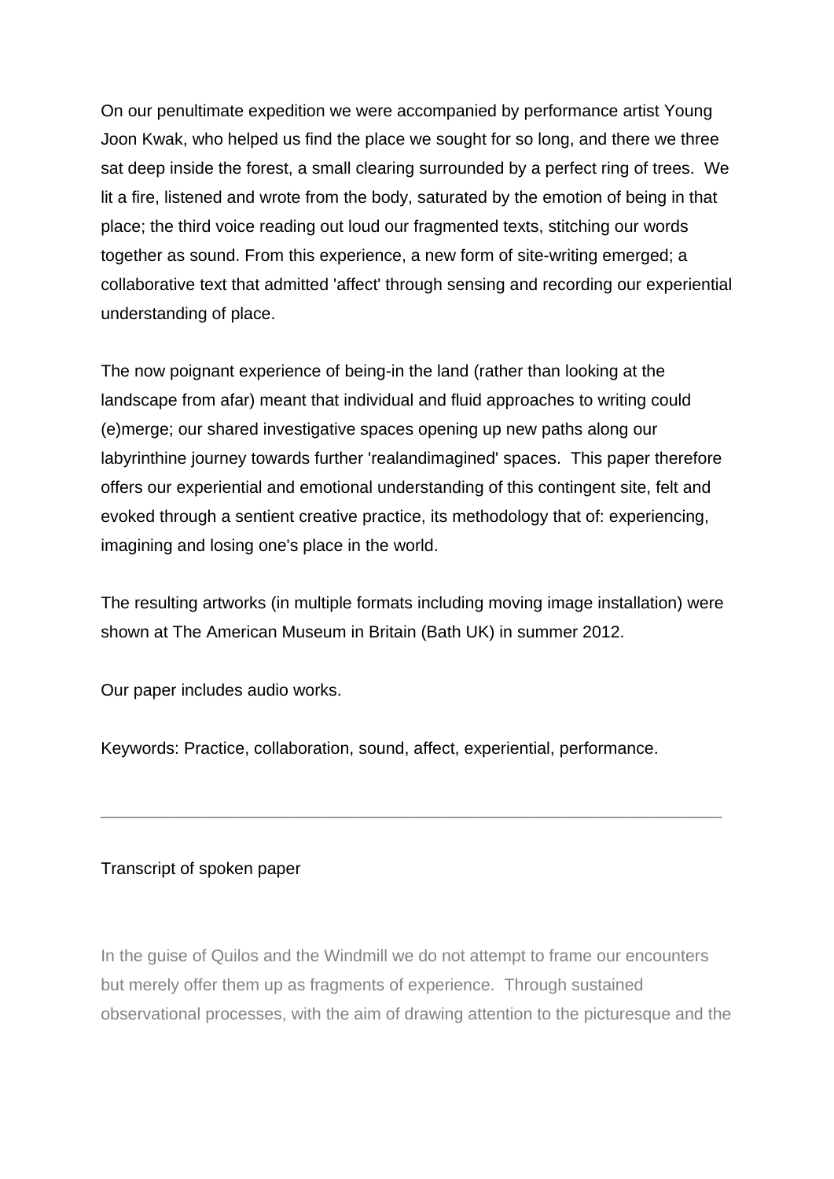On our penultimate expedition we were accompanied by performance artist Young Joon Kwak, who helped us find the place we sought for so long, and there we three sat deep inside the forest, a small clearing surrounded by a perfect ring of trees. We lit a fire, listened and wrote from the body, saturated by the emotion of being in that place; the third voice reading out loud our fragmented texts, stitching our words together as sound. From this experience, a new form of site-writing emerged; a collaborative text that admitted 'affect' through sensing and recording our experiential understanding of place.

The now poignant experience of being-in the land (rather than looking at the landscape from afar) meant that individual and fluid approaches to writing could (e)merge; our shared investigative spaces opening up new paths along our labyrinthine journey towards further 'realandimagined' spaces. This paper therefore offers our experiential and emotional understanding of this contingent site, felt and evoked through a sentient creative practice, its methodology that of: experiencing, imagining and losing one's place in the world.

The resulting artworks (in multiple formats including moving image installation) were shown at The American Museum in Britain (Bath UK) in summer 2012.

Our paper includes audio works.

Keywords: Practice, collaboration, sound, affect, experiential, performance.

---

Transcript of spoken paper

In the guise of Quilos and the Windmill we do not attempt to frame our encounters but merely offer them up as fragments of experience. Through sustained observational processes, with the aim of drawing attention to the picturesque and the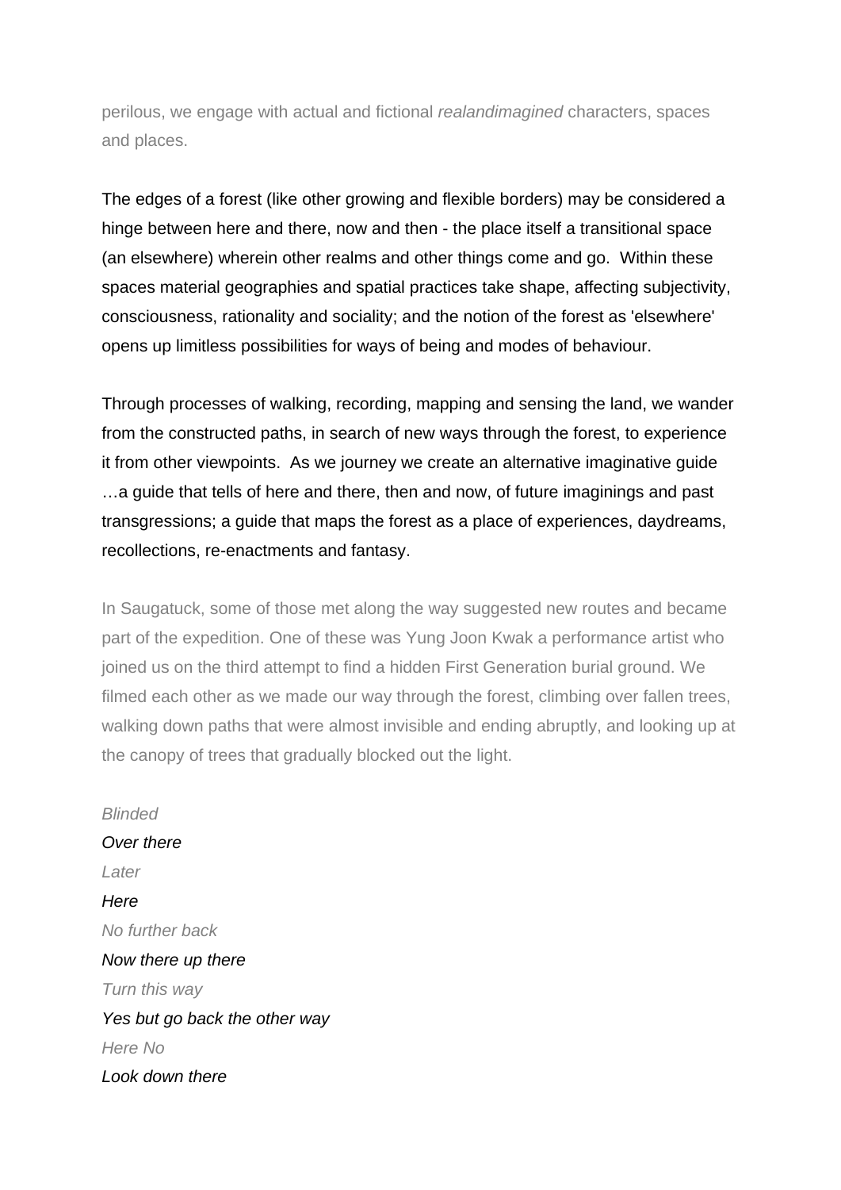perilous, we engage with actual and fictional *realandimagined* characters, spaces and places.

The edges of a forest (like other growing and flexible borders) may be considered a hinge between here and there, now and then - the place itself a transitional space (an elsewhere) wherein other realms and other things come and go.  Within these spaces material geographies and spatial practices take shape, affecting subjectivity, consciousness, rationality and sociality; and the notion of the forest as 'elsewhere' opens up limitless possibilities for ways of being and modes of behaviour.

Through processes of walking, recording, mapping and sensing the land, we wander from the constructed paths, in search of new ways through the forest, to experience it from other viewpoints.  As we journey we create an alternative imaginative guide …a guide that tells of here and there, then and now, of future imaginings and past transgressions; a guide that maps the forest as a place of experiences, daydreams, recollections, re-enactments and fantasy.

In Saugatuck, some of those met along the way suggested new routes and became part of the expedition. One of these was Yung Joon Kwak a performance artist who joined us on the third attempt to find a hidden First Generation burial ground. We filmed each other as we made our way through the forest, climbing over fallen trees, walking down paths that were almost invisible and ending abruptly, and looking up at the canopy of trees that gradually blocked out the light.

*Blinded*  
*Over there*  
*Later*  
*Here*  
*No further back*  
*Now there up there*  
*Turn this way*  
*Yes but go back the other way*  
*Here No*  
*Look down there*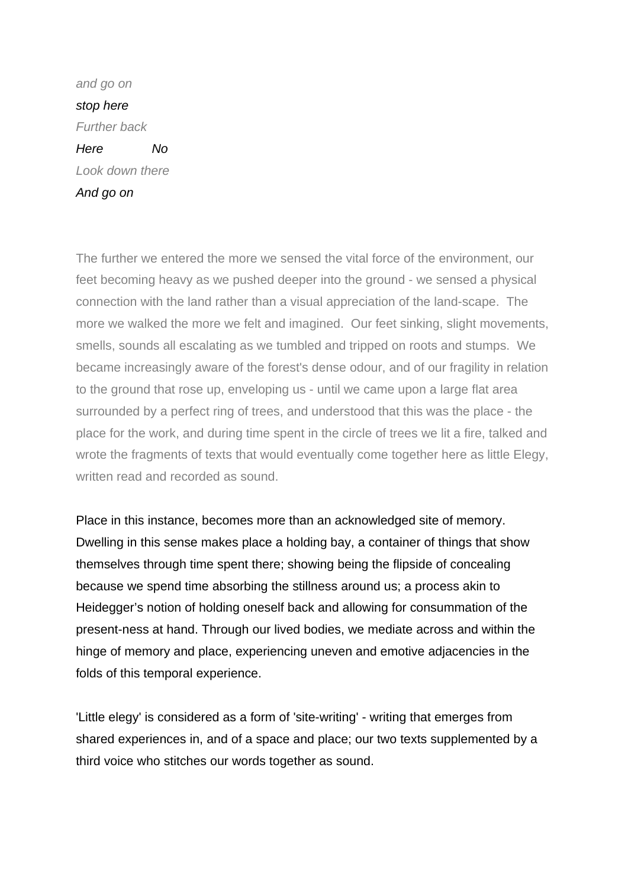*and go on*

*stop here*

*Further back*

*Here No*

*Look down there*

*And go on*

The further we entered the more we sensed the vital force of the environment, our feet becoming heavy as we pushed deeper into the ground - we sensed a physical connection with the land rather than a visual appreciation of the land-scape. The more we walked the more we felt and imagined. Our feet sinking, slight movements, smells, sounds all escalating as we tumbled and tripped on roots and stumps. We became increasingly aware of the forest's dense odour, and of our fragility in relation to the ground that rose up, enveloping us - until we came upon a large flat area surrounded by a perfect ring of trees, and understood that this was the place - the place for the work, and during time spent in the circle of trees we lit a fire, talked and wrote the fragments of texts that would eventually come together here as little Elegy, written read and recorded as sound.

Place in this instance, becomes more than an acknowledged site of memory. Dwelling in this sense makes place a holding bay, a container of things that show themselves through time spent there; showing being the flipside of concealing because we spend time absorbing the stillness around us; a process akin to Heidegger's notion of holding oneself back and allowing for consummation of the present-ness at hand. Through our lived bodies, we mediate across and within the hinge of memory and place, experiencing uneven and emotive adjacencies in the folds of this temporal experience.

'Little elegy' is considered as a form of 'site-writing' - writing that emerges from shared experiences in, and of a space and place; our two texts supplemented by a third voice who stitches our words together as sound.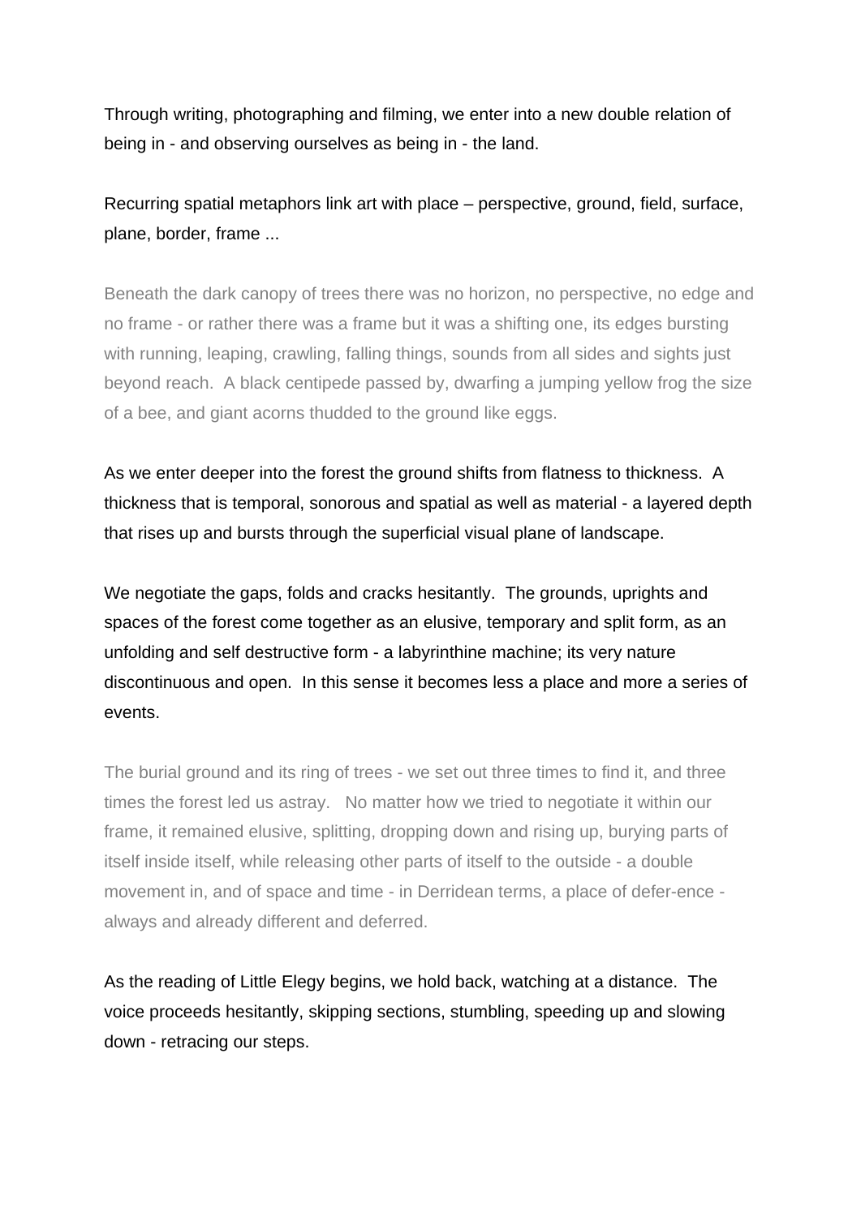Through writing, photographing and filming, we enter into a new double relation of being in - and observing ourselves as being in - the land.

Recurring spatial metaphors link art with place – perspective, ground, field, surface, plane, border, frame ...

Beneath the dark canopy of trees there was no horizon, no perspective, no edge and no frame - or rather there was a frame but it was a shifting one, its edges bursting with running, leaping, crawling, falling things, sounds from all sides and sights just beyond reach. A black centipede passed by, dwarfing a jumping yellow frog the size of a bee, and giant acorns thudded to the ground like eggs.

As we enter deeper into the forest the ground shifts from flatness to thickness. A thickness that is temporal, sonorous and spatial as well as material - a layered depth that rises up and bursts through the superficial visual plane of landscape.

We negotiate the gaps, folds and cracks hesitantly. The grounds, uprights and spaces of the forest come together as an elusive, temporary and split form, as an unfolding and self destructive form - a labyrinthine machine; its very nature discontinuous and open. In this sense it becomes less a place and more a series of events.

The burial ground and its ring of trees - we set out three times to find it, and three times the forest led us astray. No matter how we tried to negotiate it within our frame, it remained elusive, splitting, dropping down and rising up, burying parts of itself inside itself, while releasing other parts of itself to the outside - a double movement in, and of space and time - in Derridean terms, a place of defer-ence - always and already different and deferred.

As the reading of Little Elegy begins, we hold back, watching at a distance. The voice proceeds hesitantly, skipping sections, stumbling, speeding up and slowing down - retracing our steps.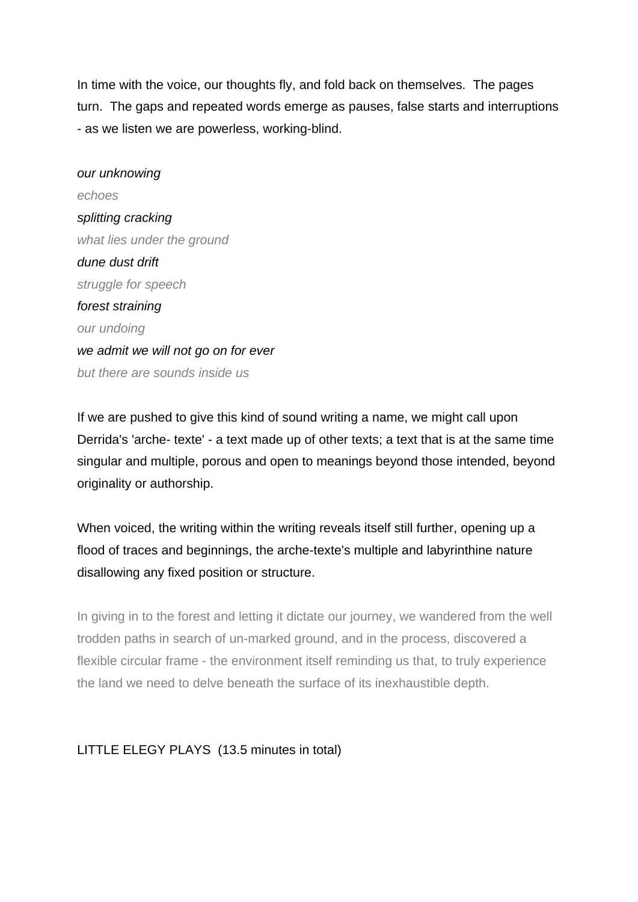In time with the voice, our thoughts fly, and fold back on themselves.  The pages turn.  The gaps and repeated words emerge as pauses, false starts and interruptions - as we listen we are powerless, working-blind.

*our unknowing*  
*echoes*  
*splitting cracking*  
*what lies under the ground*  
*dune dust drift*  
*struggle for speech*  
*forest straining*  
*our undoing*  
*we admit we will not go on for ever*  
*but there are sounds inside us*

If we are pushed to give this kind of sound writing a name, we might call upon Derrida's 'arche- texte' - a text made up of other texts; a text that is at the same time singular and multiple, porous and open to meanings beyond those intended, beyond originality or authorship.

When voiced, the writing within the writing reveals itself still further, opening up a flood of traces and beginnings, the arche-texte's multiple and labyrinthine nature disallowing any fixed position or structure.

In giving in to the forest and letting it dictate our journey, we wandered from the well trodden paths in search of un-marked ground, and in the process, discovered a flexible circular frame - the environment itself reminding us that, to truly experience the land we need to delve beneath the surface of its inexhaustible depth.

LITTLE ELEGY PLAYS  (13.5 minutes in total)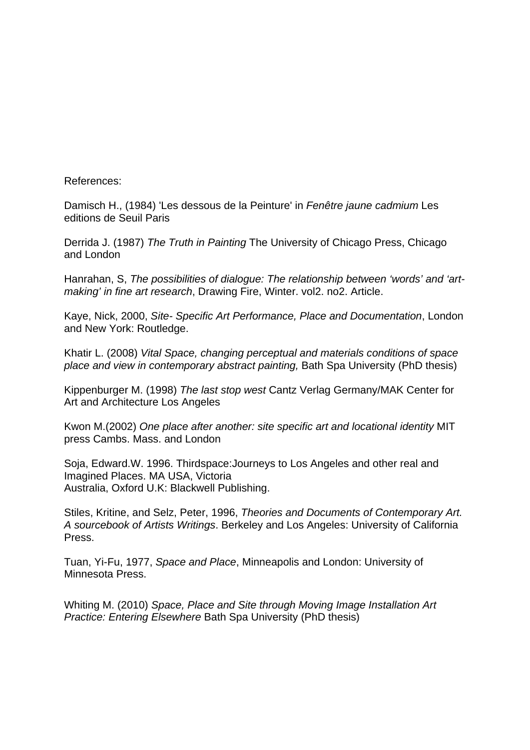References:

Damisch H., (1984) 'Les dessous de la Peinture' in *Fenêtre jaune cadmium* Les editions de Seuil Paris

Derrida J. (1987) *The Truth in Painting* The University of Chicago Press, Chicago and London

Hanrahan, S, *The possibilities of dialogue: The relationship between 'words' and 'art-making' in fine art research*, Drawing Fire, Winter. vol2. no2. Article.

Kaye, Nick, 2000, *Site- Specific Art Performance, Place and Documentation*, London and New York: Routledge.

Khatir L. (2008) *Vital Space, changing perceptual and materials conditions of space place and view in contemporary abstract painting,* Bath Spa University (PhD thesis)

Kippenburger M. (1998) *The last stop west* Cantz Verlag Germany/MAK Center for Art and Architecture Los Angeles

Kwon M.(2002) *One place after another: site specific art and locational identity* MIT press Cambs. Mass. and London

Soja, Edward.W. 1996. Thirdspace:Journeys to Los Angeles and other real and Imagined Places. MA USA, Victoria
Australia, Oxford U.K: Blackwell Publishing.

Stiles, Kritine, and Selz, Peter, 1996, *Theories and Documents of Contemporary Art. A sourcebook of Artists Writings*. Berkeley and Los Angeles: University of California Press.

Tuan, Yi-Fu, 1977, *Space and Place*, Minneapolis and London: University of Minnesota Press.

Whiting M. (2010) *Space, Place and Site through Moving Image Installation Art Practice: Entering Elsewhere* Bath Spa University (PhD thesis)